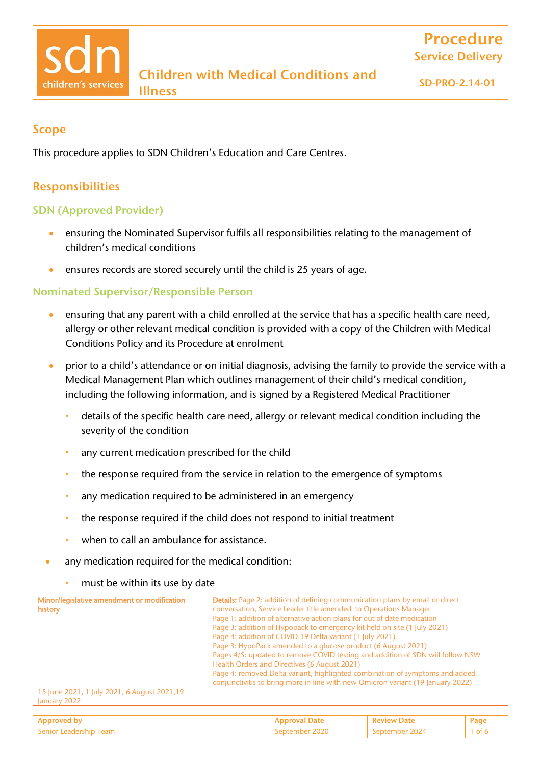# Procedure
## Service Delivery

# Children with Medical Conditions and Illness

SD-PRO-2.14-01

## Scope

This procedure applies to SDN Children's Education and Care Centres.

## Responsibilities

### SDN (Approved Provider)

- ensuring the Nominated Supervisor fulfils all responsibilities relating to the management of children's medical conditions
- ensures records are stored securely until the child is 25 years of age.

### Nominated Supervisor/Responsible Person

- ensuring that any parent with a child enrolled at the service that has a specific health care need, allergy or other relevant medical condition is provided with a copy of the Children with Medical Conditions Policy and its Procedure at enrolment
- prior to a child's attendance or on initial diagnosis, advising the family to provide the service with a Medical Management Plan which outlines management of their child's medical condition, including the following information, and is signed by a Registered Medical Practitioner
  - details of the specific health care need, allergy or relevant medical condition including the severity of the condition
  - any current medication prescribed for the child
  - the response required from the service in relation to the emergence of symptoms
  - any medication required to be administered in an emergency
  - the response required if the child does not respond to initial treatment
  - when to call an ambulance for assistance.
- any medication required for the medical condition:
  - must be within its use by date

| Minor/legislative amendment or modification history | Details |
|---|---|
| 15 June 2021, 1 July 2021, 6 August 2021, 19 January 2022 | Details: Page 2: addition of defining communication plans by email or direct conversation, Service Leader title amended to Operations Manager<br>Page 1: addition of alternative action plans for out of date medication<br>Page 3: addition of Hypopack to emergency kit held on site (1 July 2021)<br>Page 4: addition of COVID-19 Delta variant (1 July 2021)<br>Page 3: HypoPack amended to a glucose product (6 August 2021)<br>Pages 4/5: updated to remove COVID testing and addition of SDN will follow NSW Health Orders and Directives (6 August 2021)<br>Page 4: removed Delta variant, highlighted combination of symptoms and added conjunctivitis to bring more in line with new Omicron variant (19 January 2022) |

| Approved by | Approval Date | Review Date |
|---|---|---|
| Senior Leadership Team | September 2020 | September 2024 |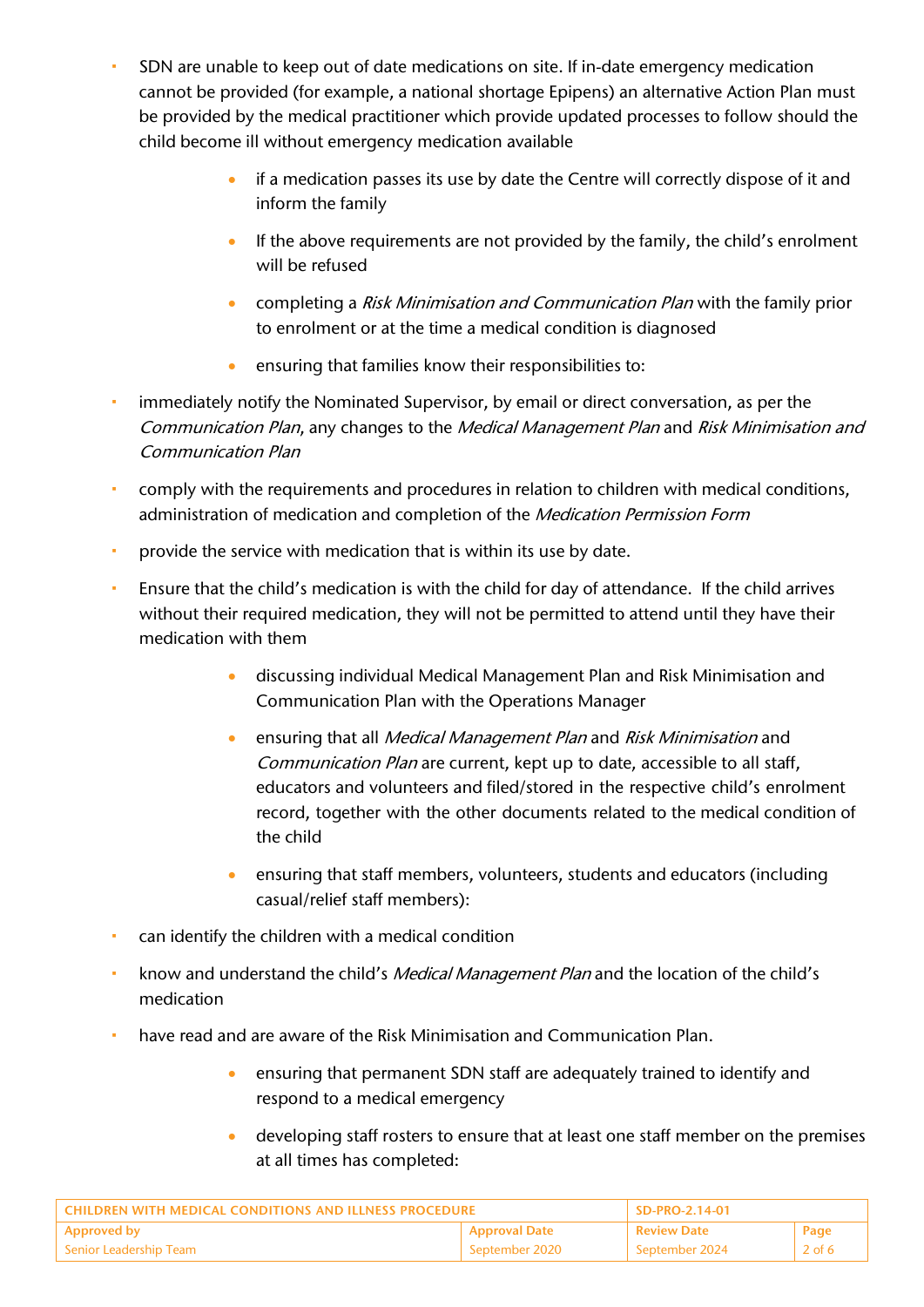- SDN are unable to keep out of date medications on site. If in-date emergency medication cannot be provided (for example, a national shortage Epipens) an alternative Action Plan must be provided by the medical practitioner which provide updated processes to follow should the child become ill without emergency medication available
    - if a medication passes its use by date the Centre will correctly dispose of it and inform the family
    - If the above requirements are not provided by the family, the child's enrolment will be refused
    - completing a *Risk Minimisation and Communication Plan* with the family prior to enrolment or at the time a medical condition is diagnosed
    - ensuring that families know their responsibilities to:
- immediately notify the Nominated Supervisor, by email or direct conversation, as per the *Communication Plan*, any changes to the *Medical Management Plan* and *Risk Minimisation and Communication Plan*
- comply with the requirements and procedures in relation to children with medical conditions, administration of medication and completion of the *Medication Permission Form*
- provide the service with medication that is within its use by date.
- Ensure that the child's medication is with the child for day of attendance. If the child arrives without their required medication, they will not be permitted to attend until they have their medication with them
    - discussing individual Medical Management Plan and Risk Minimisation and Communication Plan with the Operations Manager
    - ensuring that all *Medical Management Plan* and *Risk Minimisation* and *Communication Plan* are current, kept up to date, accessible to all staff, educators and volunteers and filed/stored in the respective child's enrolment record, together with the other documents related to the medical condition of the child
    - ensuring that staff members, volunteers, students and educators (including casual/relief staff members):
- can identify the children with a medical condition
- know and understand the child's *Medical Management Plan* and the location of the child's medication
- have read and are aware of the Risk Minimisation and Communication Plan.
    - ensuring that permanent SDN staff are adequately trained to identify and respond to a medical emergency
    - developing staff rosters to ensure that at least one staff member on the premises at all times has completed: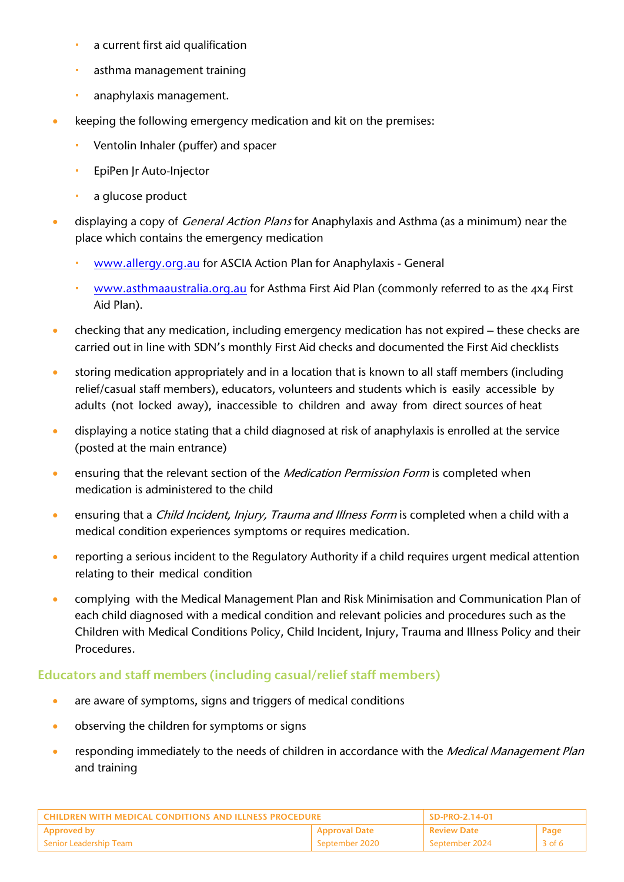- a current first aid qualification
  - asthma management training
  - anaphylaxis management.
- keeping the following emergency medication and kit on the premises:
  - Ventolin Inhaler (puffer) and spacer
  - EpiPen Jr Auto-Injector
  - a glucose product
- displaying a copy of *General Action Plans* for Anaphylaxis and Asthma (as a minimum) near the place which contains the emergency medication
  - www.allergy.org.au for ASCIA Action Plan for Anaphylaxis - General
  - www.asthmaaustralia.org.au for Asthma First Aid Plan (commonly referred to as the 4x4 First Aid Plan).
- checking that any medication, including emergency medication has not expired – these checks are carried out in line with SDN's monthly First Aid checks and documented the First Aid checklists
- storing medication appropriately and in a location that is known to all staff members (including relief/casual staff members), educators, volunteers and students which is easily accessible by adults (not locked away), inaccessible to children and away from direct sources of heat
- displaying a notice stating that a child diagnosed at risk of anaphylaxis is enrolled at the service (posted at the main entrance)
- ensuring that the relevant section of the *Medication Permission Form* is completed when medication is administered to the child
- ensuring that a *Child Incident, Injury, Trauma and Illness Form* is completed when a child with a medical condition experiences symptoms or requires medication.
- reporting a serious incident to the Regulatory Authority if a child requires urgent medical attention relating to their medical condition
- complying with the Medical Management Plan and Risk Minimisation and Communication Plan of each child diagnosed with a medical condition and relevant policies and procedures such as the Children with Medical Conditions Policy, Child Incident, Injury, Trauma and Illness Policy and their Procedures.

### Educators and staff members (including casual/relief staff members)

- are aware of symptoms, signs and triggers of medical conditions
- observing the children for symptoms or signs
- responding immediately to the needs of children in accordance with the *Medical Management Plan* and training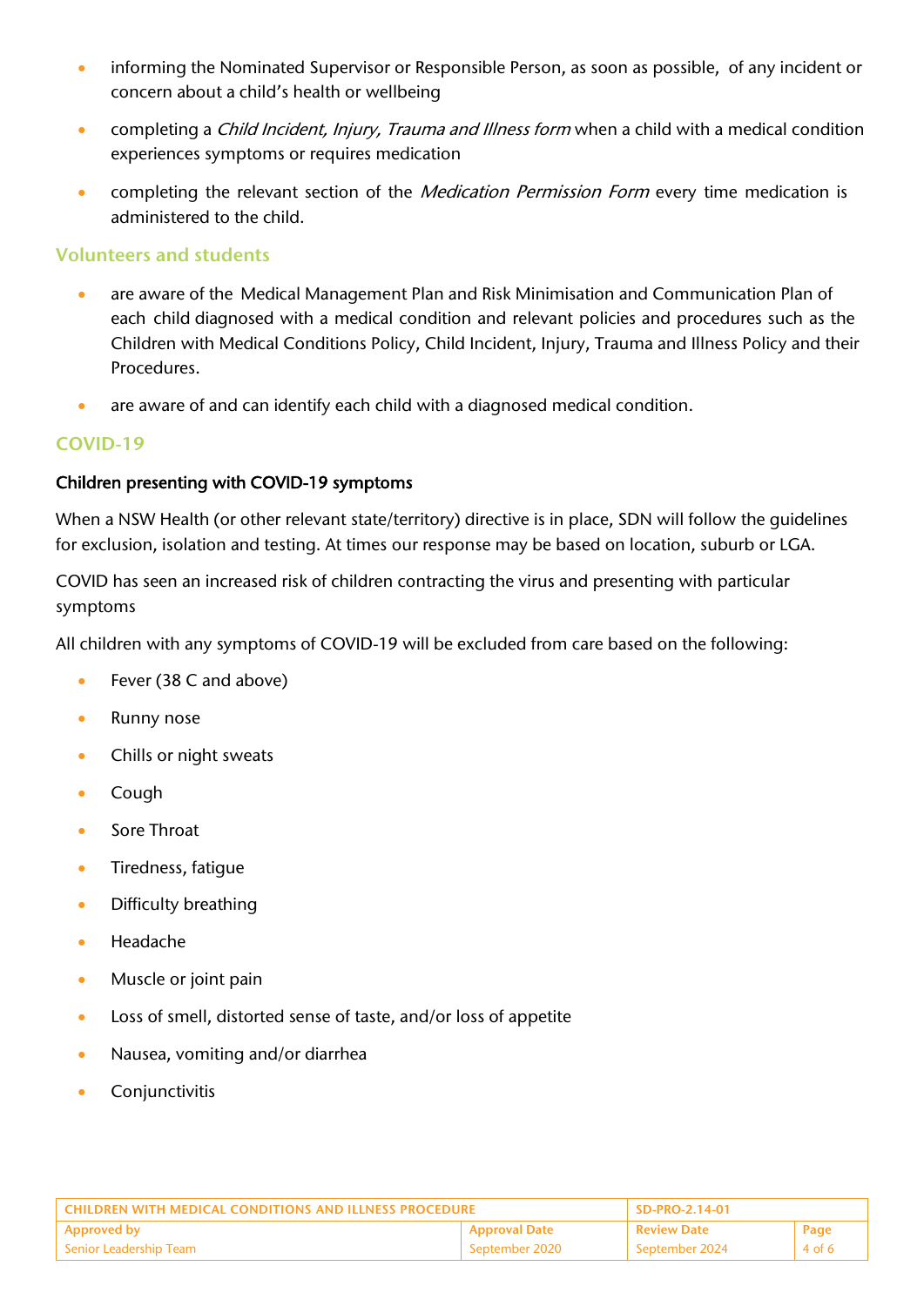- informing the Nominated Supervisor or Responsible Person, as soon as possible, of any incident or concern about a child's health or wellbeing
- completing a *Child Incident, Injury, Trauma and Illness form* when a child with a medical condition experiences symptoms or requires medication
- completing the relevant section of the *Medication Permission Form* every time medication is administered to the child.

### Volunteers and students

- are aware of the Medical Management Plan and Risk Minimisation and Communication Plan of each child diagnosed with a medical condition and relevant policies and procedures such as the Children with Medical Conditions Policy, Child Incident, Injury, Trauma and Illness Policy and their Procedures.
- are aware of and can identify each child with a diagnosed medical condition.

## COVID-19

**Children presenting with COVID-19 symptoms**

When a NSW Health (or other relevant state/territory) directive is in place, SDN will follow the guidelines for exclusion, isolation and testing. At times our response may be based on location, suburb or LGA.

COVID has seen an increased risk of children contracting the virus and presenting with particular symptoms

All children with any symptoms of COVID-19 will be excluded from care based on the following:

- Fever (38 C and above)
- Runny nose
- Chills or night sweats
- Cough
- Sore Throat
- Tiredness, fatigue
- Difficulty breathing
- Headache
- Muscle or joint pain
- Loss of smell, distorted sense of taste, and/or loss of appetite
- Nausea, vomiting and/or diarrhea
- Conjunctivitis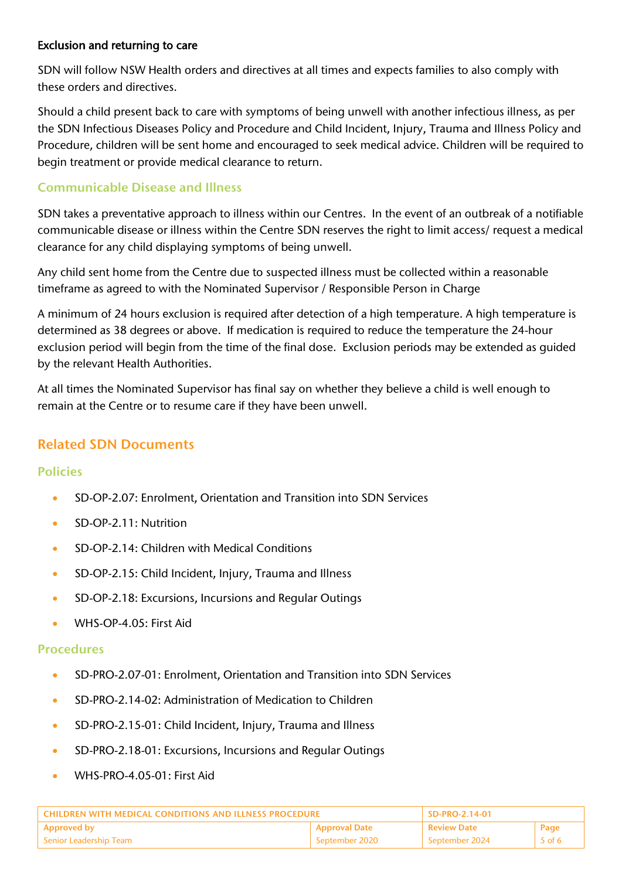#### Exclusion and returning to care

SDN will follow NSW Health orders and directives at all times and expects families to also comply with these orders and directives.

Should a child present back to care with symptoms of being unwell with another infectious illness, as per the SDN Infectious Diseases Policy and Procedure and Child Incident, Injury, Trauma and Illness Policy and Procedure, children will be sent home and encouraged to seek medical advice. Children will be required to begin treatment or provide medical clearance to return.

### Communicable Disease and Illness

SDN takes a preventative approach to illness within our Centres. In the event of an outbreak of a notifiable communicable disease or illness within the Centre SDN reserves the right to limit access/ request a medical clearance for any child displaying symptoms of being unwell.

Any child sent home from the Centre due to suspected illness must be collected within a reasonable timeframe as agreed to with the Nominated Supervisor / Responsible Person in Charge

A minimum of 24 hours exclusion is required after detection of a high temperature. A high temperature is determined as 38 degrees or above. If medication is required to reduce the temperature the 24-hour exclusion period will begin from the time of the final dose. Exclusion periods may be extended as guided by the relevant Health Authorities.

At all times the Nominated Supervisor has final say on whether they believe a child is well enough to remain at the Centre or to resume care if they have been unwell.

## Related SDN Documents

### Policies

- SD-OP-2.07: Enrolment, Orientation and Transition into SDN Services
- SD-OP-2.11: Nutrition
- SD-OP-2.14: Children with Medical Conditions
- SD-OP-2.15: Child Incident, Injury, Trauma and Illness
- SD-OP-2.18: Excursions, Incursions and Regular Outings
- WHS-OP-4.05: First Aid

### Procedures

- SD-PRO-2.07-01: Enrolment, Orientation and Transition into SDN Services
- SD-PRO-2.14-02: Administration of Medication to Children
- SD-PRO-2.15-01: Child Incident, Injury, Trauma and Illness
- SD-PRO-2.18-01: Excursions, Incursions and Regular Outings
- WHS-PRO-4.05-01: First Aid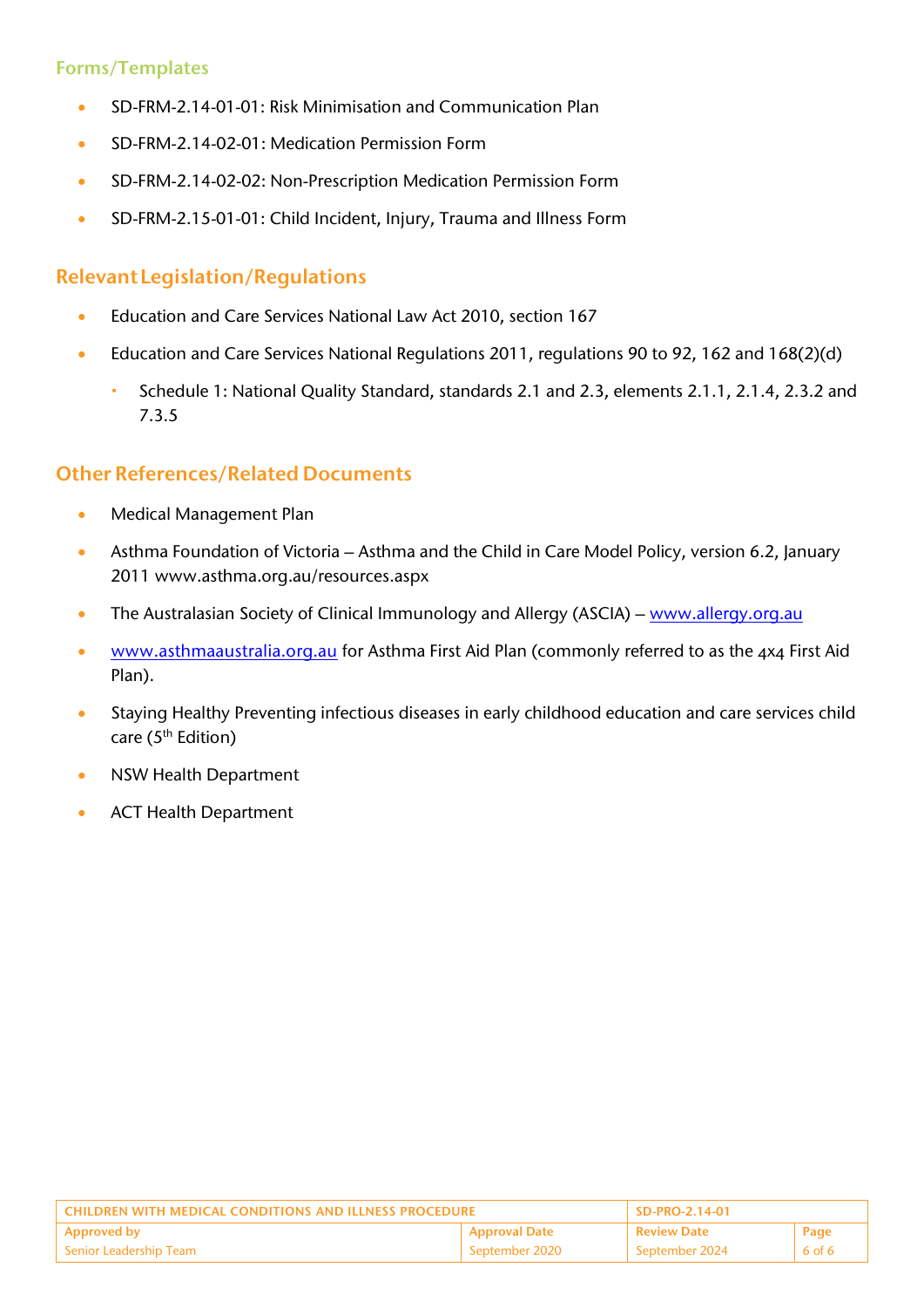## Forms/Templates

- SD-FRM-2.14-01-01: Risk Minimisation and Communication Plan
- SD-FRM-2.14-02-01: Medication Permission Form
- SD-FRM-2.14-02-02: Non-Prescription Medication Permission Form
- SD-FRM-2.15-01-01: Child Incident, Injury, Trauma and Illness Form

## Relevant Legislation/Regulations

- Education and Care Services National Law Act 2010, section 167
- Education and Care Services National Regulations 2011, regulations 90 to 92, 162 and 168(2)(d)
  - Schedule 1: National Quality Standard, standards 2.1 and 2.3, elements 2.1.1, 2.1.4, 2.3.2 and 7.3.5

## Other References/Related Documents

- Medical Management Plan
- Asthma Foundation of Victoria – Asthma and the Child in Care Model Policy, version 6.2, January 2011 www.asthma.org.au/resources.aspx
- The Australasian Society of Clinical Immunology and Allergy (ASCIA) – www.allergy.org.au
- www.asthmaaustralia.org.au for Asthma First Aid Plan (commonly referred to as the 4x4 First Aid Plan).
- Staying Healthy Preventing infectious diseases in early childhood education and care services child care (5th Edition)
- NSW Health Department
- ACT Health Department